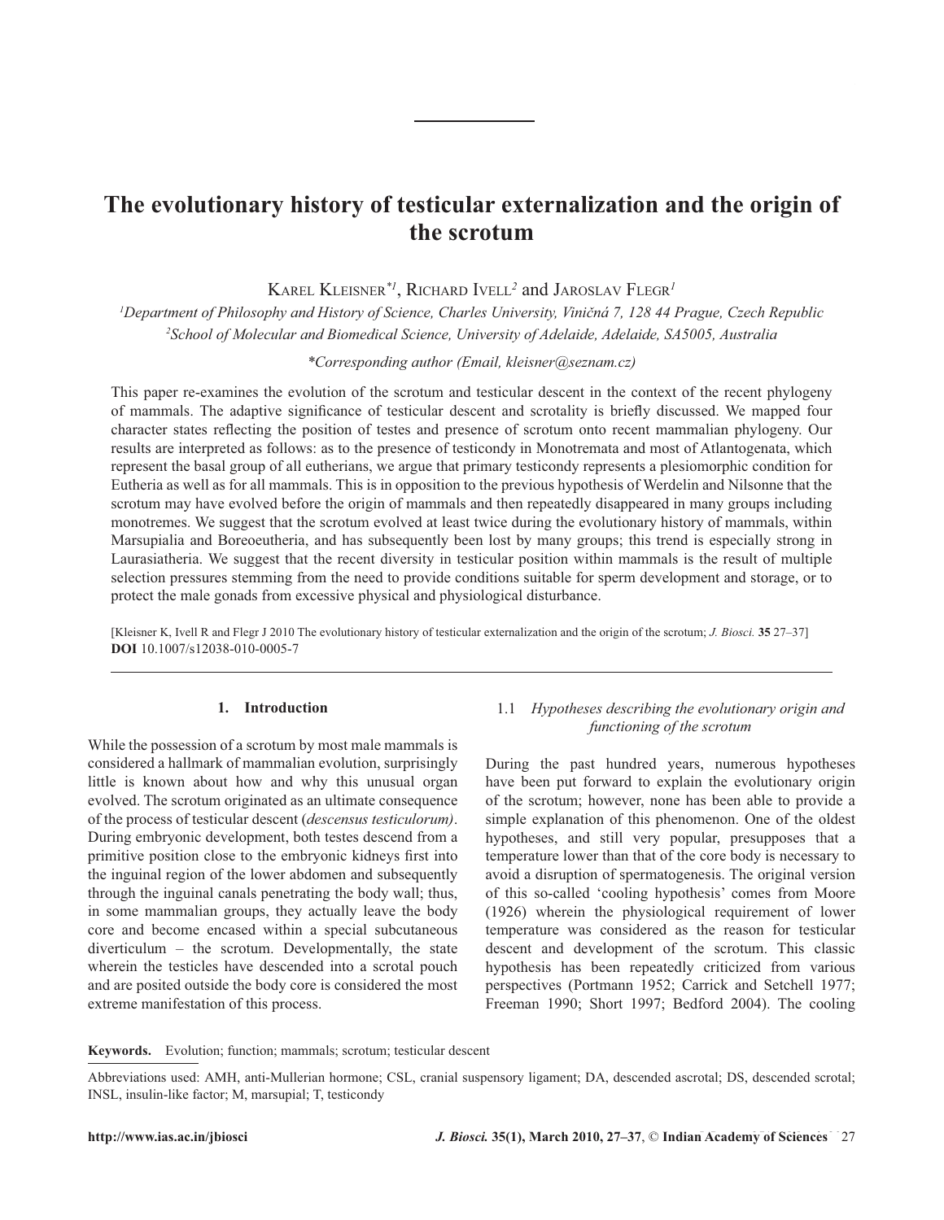// The evolutionary history of testicular externalization and the origin of the scrotum

Karel Kleisner*[1], Richard Ivell[2] and Jaroslav Flegr[1]

[1]Department of Philosophy and History of Science, Charles University, Viničná 7, 128 44 Prague, Czech Republic
[2]School of Molecular and Biomedical Science, University of Adelaide, Adelaide, SA5005, Australia

*Corresponding author (Email, kleisner@seznam.cz)

This paper re-examines the evolution of the scrotum and testicular descent in the context of the recent phylogeny of mammals. The adaptive significance of testicular descent and scrotality is briefly discussed. We mapped four character states reflecting the position of testes and presence of scrotum onto recent mammalian phylogeny. Our results are interpreted as follows: as to the presence of testicondy in Monotremata and most of Atlantogenata, which represent the basal group of all eutherians, we argue that primary testicondy represents a plesiomorphic condition for Eutheria as well as for all mammals. This is in opposition to the previous hypothesis of Werdelin and Nilsonne that the scrotum may have evolved before the origin of mammals and then repeatedly disappeared in many groups including monotremes. We suggest that the scrotum evolved at least twice during the evolutionary history of mammals, within Marsupialia and Boreoeutheria, and has subsequently been lost by many groups; this trend is especially strong in Laurasiatheria. We suggest that the recent diversity in testicular position within mammals is the result of multiple selection pressures stemming from the need to provide conditions suitable for sperm development and storage, or to protect the male gonads from excessive physical and physiological disturbance.

[Kleisner K, Ivell R and Flegr J 2010 The evolutionary history of testicular externalization and the origin of the scrotum; *J. Biosci.* **35** 27–37]
**DOI** 10.1007/s12038-010-0005-7

## 1. Introduction

While the possession of a scrotum by most male mammals is considered a hallmark of mammalian evolution, surprisingly little is known about how and why this unusual organ evolved. The scrotum originated as an ultimate consequence of the process of testicular descent (*descensus testiculorum)*. During embryonic development, both testes descend from a primitive position close to the embryonic kidneys first into the inguinal region of the lower abdomen and subsequently through the inguinal canals penetrating the body wall; thus, in some mammalian groups, they actually leave the body core and become encased within a special subcutaneous diverticulum – the scrotum. Developmentally, the state wherein the testicles have descended into a scrotal pouch and are posited outside the body core is considered the most extreme manifestation of this process.

### 1.1 *Hypotheses describing the evolutionary origin and functioning of the scrotum*

During the past hundred years, numerous hypotheses have been put forward to explain the evolutionary origin of the scrotum; however, none has been able to provide a simple explanation of this phenomenon. One of the oldest hypotheses, and still very popular, presupposes that a temperature lower than that of the core body is necessary to avoid a disruption of spermatogenesis. The original version of this so-called 'cooling hypothesis' comes from Moore (1926) wherein the physiological requirement of lower temperature was considered as the reason for testicular descent and development of the scrotum. This classic hypothesis has been repeatedly criticized from various perspectives (Portmann 1952; Carrick and Setchell 1977; Freeman 1990; Short 1997; Bedford 2004). The cooling

**Keywords.** Evolution; function; mammals; scrotum; testicular descent

Abbreviations used: AMH, anti-Mullerian hormone; CSL, cranial suspensory ligament; DA, descended ascrotal; DS, descended scrotal; INSL, insulin-like factor; M, marsupial; T, testicondy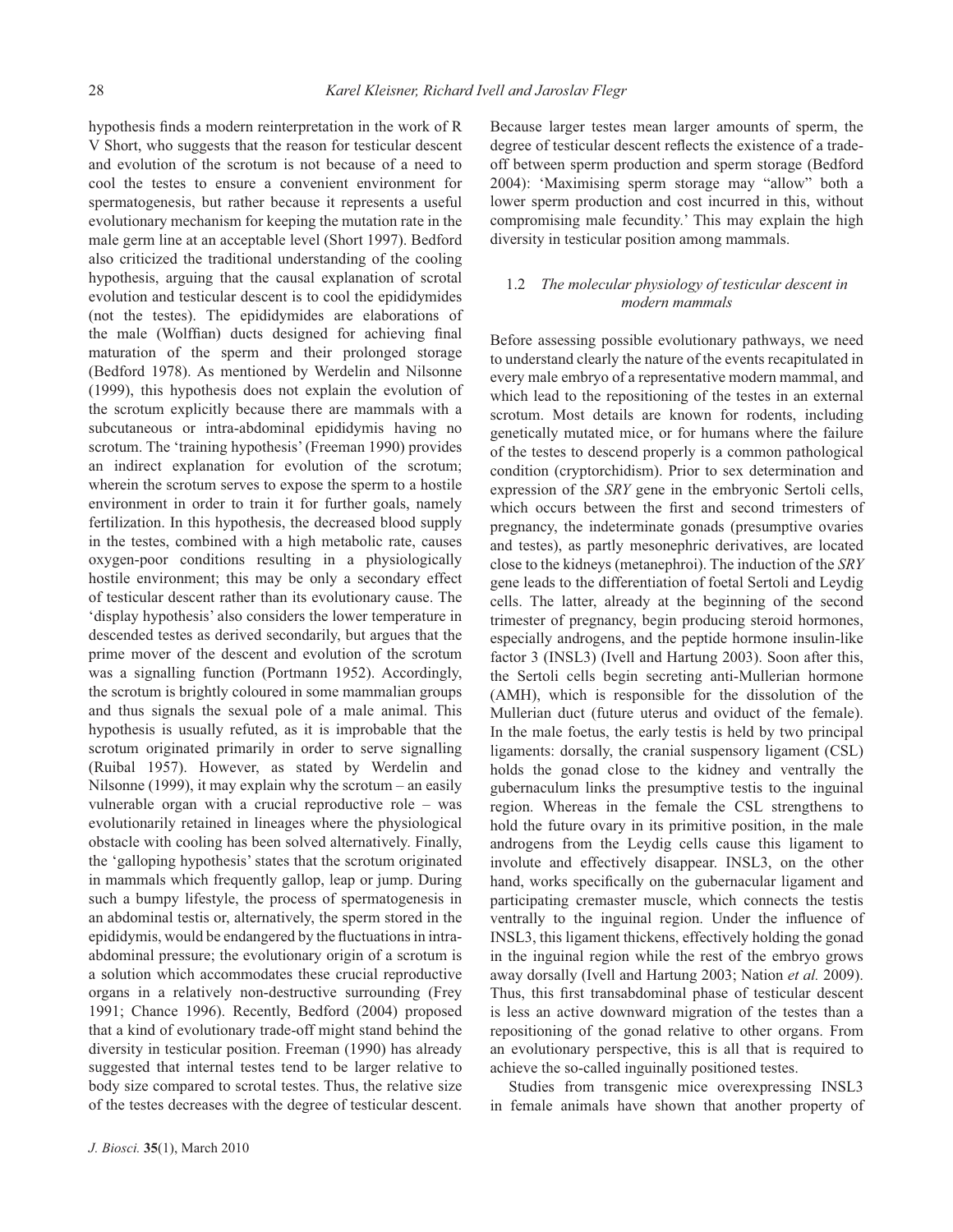hypothesis finds a modern reinterpretation in the work of R V Short, who suggests that the reason for testicular descent and evolution of the scrotum is not because of a need to cool the testes to ensure a convenient environment for spermatogenesis, but rather because it represents a useful evolutionary mechanism for keeping the mutation rate in the male germ line at an acceptable level (Short 1997). Bedford also criticized the traditional understanding of the cooling hypothesis, arguing that the causal explanation of scrotal evolution and testicular descent is to cool the epididymides (not the testes). The epididymides are elaborations of the male (Wolffian) ducts designed for achieving final maturation of the sperm and their prolonged storage (Bedford 1978). As mentioned by Werdelin and Nilsonne (1999), this hypothesis does not explain the evolution of the scrotum explicitly because there are mammals with a subcutaneous or intra-abdominal epididymis having no scrotum. The 'training hypothesis' (Freeman 1990) provides an indirect explanation for evolution of the scrotum; wherein the scrotum serves to expose the sperm to a hostile environment in order to train it for further goals, namely fertilization. In this hypothesis, the decreased blood supply in the testes, combined with a high metabolic rate, causes oxygen-poor conditions resulting in a physiologically hostile environment; this may be only a secondary effect of testicular descent rather than its evolutionary cause. The 'display hypothesis' also considers the lower temperature in descended testes as derived secondarily, but argues that the prime mover of the descent and evolution of the scrotum was a signalling function (Portmann 1952). Accordingly, the scrotum is brightly coloured in some mammalian groups and thus signals the sexual pole of a male animal. This hypothesis is usually refuted, as it is improbable that the scrotum originated primarily in order to serve signalling (Ruibal 1957). However, as stated by Werdelin and Nilsonne (1999), it may explain why the scrotum – an easily vulnerable organ with a crucial reproductive role – was evolutionarily retained in lineages where the physiological obstacle with cooling has been solved alternatively. Finally, the 'galloping hypothesis' states that the scrotum originated in mammals which frequently gallop, leap or jump. During such a bumpy lifestyle, the process of spermatogenesis in an abdominal testis or, alternatively, the sperm stored in the epididymis, would be endangered by the fluctuations in intra-abdominal pressure; the evolutionary origin of a scrotum is a solution which accommodates these crucial reproductive organs in a relatively non-destructive surrounding (Frey 1991; Chance 1996). Recently, Bedford (2004) proposed that a kind of evolutionary trade-off might stand behind the diversity in testicular position. Freeman (1990) has already suggested that internal testes tend to be larger relative to body size compared to scrotal testes. Thus, the relative size of the testes decreases with the degree of testicular descent. Because larger testes mean larger amounts of sperm, the degree of testicular descent reflects the existence of a trade-off between sperm production and sperm storage (Bedford 2004): 'Maximising sperm storage may "allow" both a lower sperm production and cost incurred in this, without compromising male fecundity.' This may explain the high diversity in testicular position among mammals.

### 1.2 *The molecular physiology of testicular descent in modern mammals*

Before assessing possible evolutionary pathways, we need to understand clearly the nature of the events recapitulated in every male embryo of a representative modern mammal, and which lead to the repositioning of the testes in an external scrotum. Most details are known for rodents, including genetically mutated mice, or for humans where the failure of the testes to descend properly is a common pathological condition (cryptorchidism). Prior to sex determination and expression of the *SRY* gene in the embryonic Sertoli cells, which occurs between the first and second trimesters of pregnancy, the indeterminate gonads (presumptive ovaries and testes), as partly mesonephric derivatives, are located close to the kidneys (metanephroi). The induction of the *SRY* gene leads to the differentiation of foetal Sertoli and Leydig cells. The latter, already at the beginning of the second trimester of pregnancy, begin producing steroid hormones, especially androgens, and the peptide hormone insulin-like factor 3 (INSL3) (Ivell and Hartung 2003). Soon after this, the Sertoli cells begin secreting anti-Mullerian hormone (AMH), which is responsible for the dissolution of the Mullerian duct (future uterus and oviduct of the female). In the male foetus, the early testis is held by two principal ligaments: dorsally, the cranial suspensory ligament (CSL) holds the gonad close to the kidney and ventrally the gubernaculum links the presumptive testis to the inguinal region. Whereas in the female the CSL strengthens to hold the future ovary in its primitive position, in the male androgens from the Leydig cells cause this ligament to involute and effectively disappear. INSL3, on the other hand, works specifically on the gubernacular ligament and participating cremaster muscle, which connects the testis ventrally to the inguinal region. Under the influence of INSL3, this ligament thickens, effectively holding the gonad in the inguinal region while the rest of the embryo grows away dorsally (Ivell and Hartung 2003; Nation *et al.* 2009). Thus, this first transabdominal phase of testicular descent is less an active downward migration of the testes than a repositioning of the gonad relative to other organs. From an evolutionary perspective, this is all that is required to achieve the so-called inguinally positioned testes.

Studies from transgenic mice overexpressing INSL3 in female animals have shown that another property of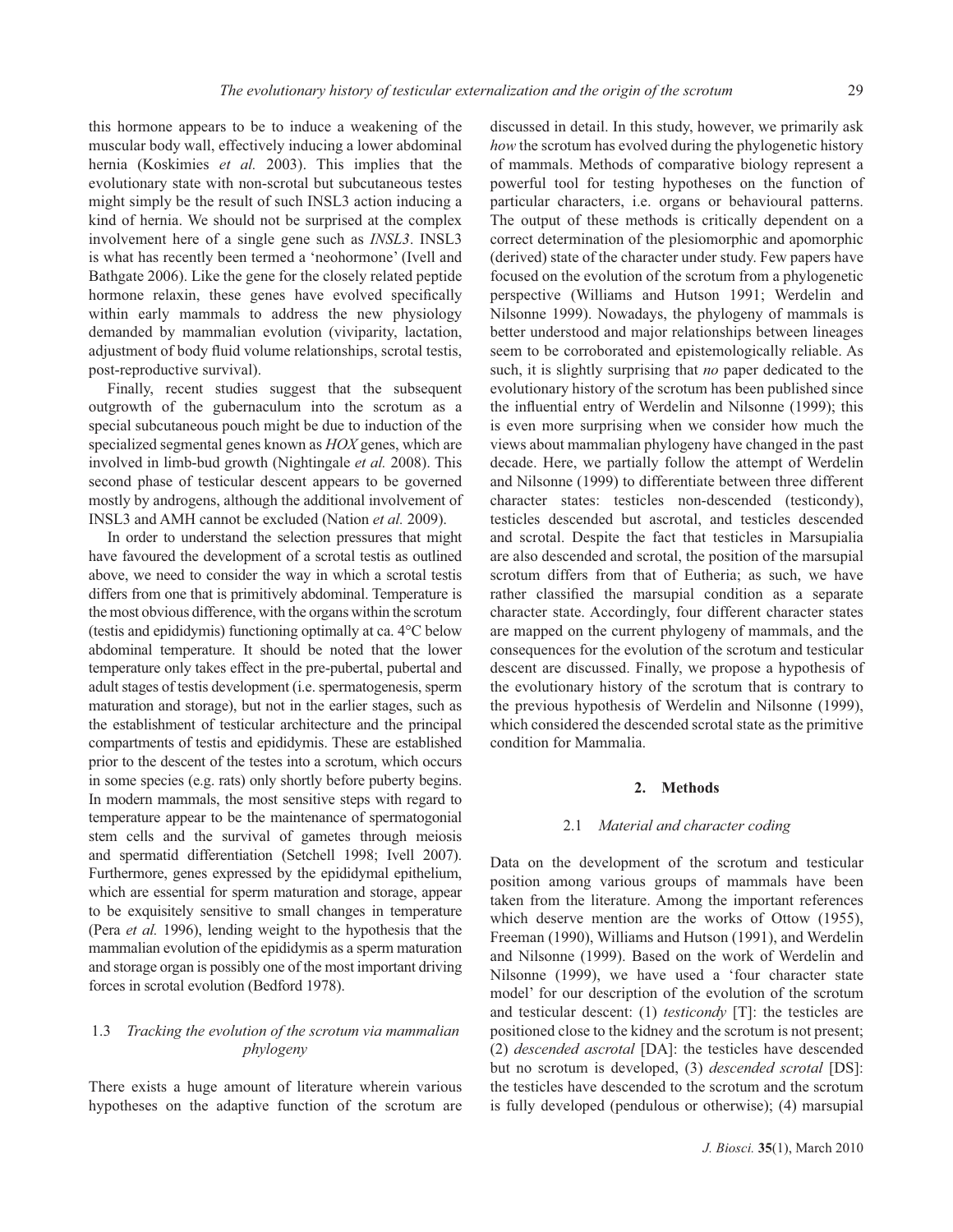this hormone appears to be to induce a weakening of the muscular body wall, effectively inducing a lower abdominal hernia (Koskimies *et al.* 2003). This implies that the evolutionary state with non-scrotal but subcutaneous testes might simply be the result of such INSL3 action inducing a kind of hernia. We should not be surprised at the complex involvement here of a single gene such as *INSL3*. INSL3 is what has recently been termed a 'neohormone' (Ivell and Bathgate 2006). Like the gene for the closely related peptide hormone relaxin, these genes have evolved specifically within early mammals to address the new physiology demanded by mammalian evolution (viviparity, lactation, adjustment of body fluid volume relationships, scrotal testis, post-reproductive survival).

Finally, recent studies suggest that the subsequent outgrowth of the gubernaculum into the scrotum as a special subcutaneous pouch might be due to induction of the specialized segmental genes known as *HOX* genes, which are involved in limb-bud growth (Nightingale *et al.* 2008). This second phase of testicular descent appears to be governed mostly by androgens, although the additional involvement of INSL3 and AMH cannot be excluded (Nation *et al.* 2009).

In order to understand the selection pressures that might have favoured the development of a scrotal testis as outlined above, we need to consider the way in which a scrotal testis differs from one that is primitively abdominal. Temperature is the most obvious difference, with the organs within the scrotum (testis and epididymis) functioning optimally at ca. 4°C below abdominal temperature. It should be noted that the lower temperature only takes effect in the pre-pubertal, pubertal and adult stages of testis development (i.e. spermatogenesis, sperm maturation and storage), but not in the earlier stages, such as the establishment of testicular architecture and the principal compartments of testis and epididymis. These are established prior to the descent of the testes into a scrotum, which occurs in some species (e.g. rats) only shortly before puberty begins. In modern mammals, the most sensitive steps with regard to temperature appear to be the maintenance of spermatogonial stem cells and the survival of gametes through meiosis and spermatid differentiation (Setchell 1998; Ivell 2007). Furthermore, genes expressed by the epididymal epithelium, which are essential for sperm maturation and storage, appear to be exquisitely sensitive to small changes in temperature (Pera *et al.* 1996), lending weight to the hypothesis that the mammalian evolution of the epididymis as a sperm maturation and storage organ is possibly one of the most important driving forces in scrotal evolution (Bedford 1978).

### 1.3 *Tracking the evolution of the scrotum via mammalian phylogeny*

There exists a huge amount of literature wherein various hypotheses on the adaptive function of the scrotum are discussed in detail. In this study, however, we primarily ask *how* the scrotum has evolved during the phylogenetic history of mammals. Methods of comparative biology represent a powerful tool for testing hypotheses on the function of particular characters, i.e. organs or behavioural patterns. The output of these methods is critically dependent on a correct determination of the plesiomorphic and apomorphic (derived) state of the character under study. Few papers have focused on the evolution of the scrotum from a phylogenetic perspective (Williams and Hutson 1991; Werdelin and Nilsonne 1999). Nowadays, the phylogeny of mammals is better understood and major relationships between lineages seem to be corroborated and epistemologically reliable. As such, it is slightly surprising that *no* paper dedicated to the evolutionary history of the scrotum has been published since the influential entry of Werdelin and Nilsonne (1999); this is even more surprising when we consider how much the views about mammalian phylogeny have changed in the past decade. Here, we partially follow the attempt of Werdelin and Nilsonne (1999) to differentiate between three different character states: testicles non-descended (testicondy), testicles descended but ascrotal, and testicles descended and scrotal. Despite the fact that testicles in Marsupialia are also descended and scrotal, the position of the marsupial scrotum differs from that of Eutheria; as such, we have rather classified the marsupial condition as a separate character state. Accordingly, four different character states are mapped on the current phylogeny of mammals, and the consequences for the evolution of the scrotum and testicular descent are discussed. Finally, we propose a hypothesis of the evolutionary history of the scrotum that is contrary to the previous hypothesis of Werdelin and Nilsonne (1999), which considered the descended scrotal state as the primitive condition for Mammalia.

## 2. Methods

### 2.1 *Material and character coding*

Data on the development of the scrotum and testicular position among various groups of mammals have been taken from the literature. Among the important references which deserve mention are the works of Ottow (1955), Freeman (1990), Williams and Hutson (1991), and Werdelin and Nilsonne (1999). Based on the work of Werdelin and Nilsonne (1999), we have used a 'four character state model' for our description of the evolution of the scrotum and testicular descent: (1) *testicondy* [T]: the testicles are positioned close to the kidney and the scrotum is not present; (2) *descended ascrotal* [DA]: the testicles have descended but no scrotum is developed, (3) *descended scrotal* [DS]: the testicles have descended to the scrotum and the scrotum is fully developed (pendulous or otherwise); (4) marsupial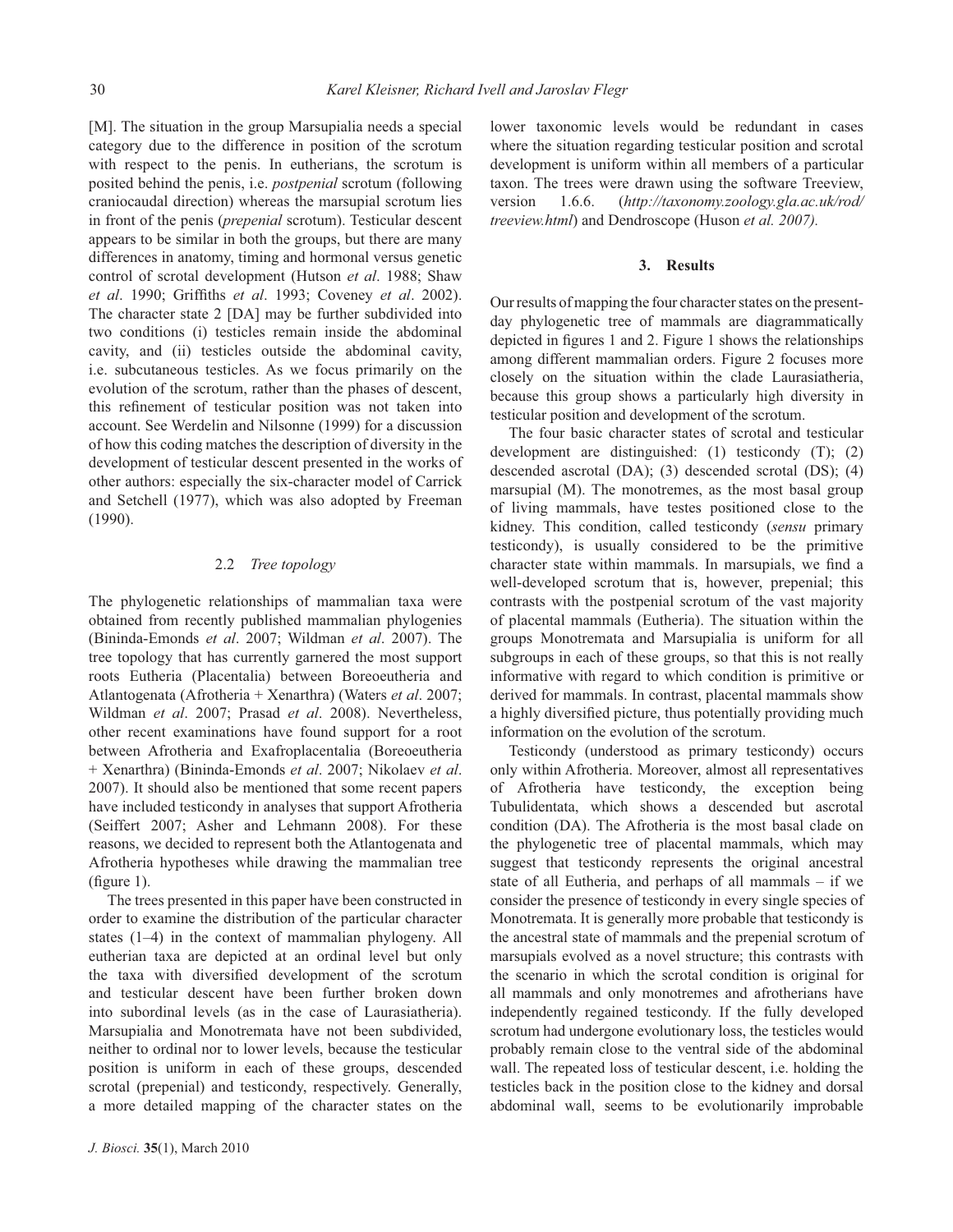[M]. The situation in the group Marsupialia needs a special category due to the difference in position of the scrotum with respect to the penis. In eutherians, the scrotum is posited behind the penis, i.e. *postpenial* scrotum (following craniocaudal direction) whereas the marsupial scrotum lies in front of the penis (*prepenial* scrotum). Testicular descent appears to be similar in both the groups, but there are many differences in anatomy, timing and hormonal versus genetic control of scrotal development (Hutson *et al*. 1988; Shaw *et al*. 1990; Griffiths *et al*. 1993; Coveney *et al*. 2002). The character state 2 [DA] may be further subdivided into two conditions (i) testicles remain inside the abdominal cavity, and (ii) testicles outside the abdominal cavity, i.e. subcutaneous testicles. As we focus primarily on the evolution of the scrotum, rather than the phases of descent, this refinement of testicular position was not taken into account. See Werdelin and Nilsonne (1999) for a discussion of how this coding matches the description of diversity in the development of testicular descent presented in the works of other authors: especially the six-character model of Carrick and Setchell (1977), which was also adopted by Freeman (1990).

### 2.2 *Tree topology*

The phylogenetic relationships of mammalian taxa were obtained from recently published mammalian phylogenies (Bininda-Emonds *et al*. 2007; Wildman *et al*. 2007). The tree topology that has currently garnered the most support roots Eutheria (Placentalia) between Boreoeutheria and Atlantogenata (Afrotheria + Xenarthra) (Waters *et al*. 2007; Wildman *et al*. 2007; Prasad *et al*. 2008). Nevertheless, other recent examinations have found support for a root between Afrotheria and Exafroplacentalia (Boreoeutheria + Xenarthra) (Bininda-Emonds *et al*. 2007; Nikolaev *et al*. 2007). It should also be mentioned that some recent papers have included testicondy in analyses that support Afrotheria (Seiffert 2007; Asher and Lehmann 2008). For these reasons, we decided to represent both the Atlantogenata and Afrotheria hypotheses while drawing the mammalian tree (figure 1).

The trees presented in this paper have been constructed in order to examine the distribution of the particular character states (1–4) in the context of mammalian phylogeny. All eutherian taxa are depicted at an ordinal level but only the taxa with diversified development of the scrotum and testicular descent have been further broken down into subordinal levels (as in the case of Laurasiatheria). Marsupialia and Monotremata have not been subdivided, neither to ordinal nor to lower levels, because the testicular position is uniform in each of these groups, descended scrotal (prepenial) and testicondy, respectively. Generally, a more detailed mapping of the character states on the lower taxonomic levels would be redundant in cases where the situation regarding testicular position and scrotal development is uniform within all members of a particular taxon. The trees were drawn using the software Treeview, version 1.6.6. (*http://taxonomy.zoology.gla.ac.uk/rod/treeview.html*) and Dendroscope (Huson *et al. 2007).*

## 3. Results

Our results of mapping the four character states on the present-day phylogenetic tree of mammals are diagrammatically depicted in figures 1 and 2. Figure 1 shows the relationships among different mammalian orders. Figure 2 focuses more closely on the situation within the clade Laurasiatheria, because this group shows a particularly high diversity in testicular position and development of the scrotum.

The four basic character states of scrotal and testicular development are distinguished: (1) testicondy (T); (2) descended ascrotal (DA); (3) descended scrotal (DS); (4) marsupial (M). The monotremes, as the most basal group of living mammals, have testes positioned close to the kidney. This condition, called testicondy (*sensu* primary testicondy), is usually considered to be the primitive character state within mammals. In marsupials, we find a well-developed scrotum that is, however, prepenial; this contrasts with the postpenial scrotum of the vast majority of placental mammals (Eutheria). The situation within the groups Monotremata and Marsupialia is uniform for all subgroups in each of these groups, so that this is not really informative with regard to which condition is primitive or derived for mammals. In contrast, placental mammals show a highly diversified picture, thus potentially providing much information on the evolution of the scrotum.

Testicondy (understood as primary testicondy) occurs only within Afrotheria. Moreover, almost all representatives of Afrotheria have testicondy, the exception being Tubulidentata, which shows a descended but ascrotal condition (DA). The Afrotheria is the most basal clade on the phylogenetic tree of placental mammals, which may suggest that testicondy represents the original ancestral state of all Eutheria, and perhaps of all mammals – if we consider the presence of testicondy in every single species of Monotremata. It is generally more probable that testicondy is the ancestral state of mammals and the prepenial scrotum of marsupials evolved as a novel structure; this contrasts with the scenario in which the scrotal condition is original for all mammals and only monotremes and afrotherians have independently regained testicondy. If the fully developed scrotum had undergone evolutionary loss, the testicles would probably remain close to the ventral side of the abdominal wall. The repeated loss of testicular descent, i.e. holding the testicles back in the position close to the kidney and dorsal abdominal wall, seems to be evolutionarily improbable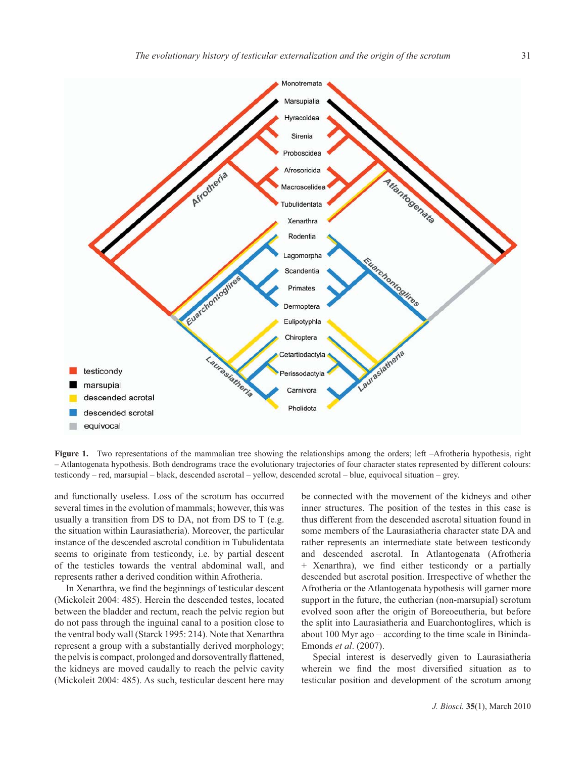Figure 1. Two representations of the mammalian tree showing the relationships among the orders; left –Afrotheria hypothesis, right – Atlantogenata hypothesis. Both dendrograms trace the evolutionary trajectories of four character states represented by different colours: testicondy – red, marsupial – black, descended ascrotal – yellow, descended scrotal – blue, equivocal situation – grey.

and functionally useless. Loss of the scrotum has occurred several times in the evolution of mammals; however, this was usually a transition from DS to DA, not from DS to T (e.g. the situation within Laurasiatheria). Moreover, the particular instance of the descended ascrotal condition in Tubulidentata seems to originate from testicondy, i.e. by partial descent of the testicles towards the ventral abdominal wall, and represents rather a derived condition within Afrotheria.

In Xenarthra, we find the beginnings of testicular descent (Mickoleit 2004: 485). Herein the descended testes, located between the bladder and rectum, reach the pelvic region but do not pass through the inguinal canal to a position close to the ventral body wall (Starck 1995: 214). Note that Xenarthra represent a group with a substantially derived morphology; the pelvis is compact, prolonged and dorsoventrally flattened, the kidneys are moved caudally to reach the pelvic cavity (Mickoleit 2004: 485). As such, testicular descent here may be connected with the movement of the kidneys and other inner structures. The position of the testes in this case is thus different from the descended ascrotal situation found in some members of the Laurasiatheria character state DA and rather represents an intermediate state between testicondy and descended ascrotal. In Atlantogenata (Afrotheria + Xenarthra), we find either testicondy or a partially descended but ascrotal position. Irrespective of whether the Afrotheria or the Atlantogenata hypothesis will garner more support in the future, the eutherian (non-marsupial) scrotum evolved soon after the origin of Boreoeutheria, but before the split into Laurasiatheria and Euarchontoglires, which is about 100 Myr ago – according to the time scale in Bininda-Emonds *et al*. (2007).

Special interest is deservedly given to Laurasiatheria wherein we find the most diversified situation as to testicular position and development of the scrotum among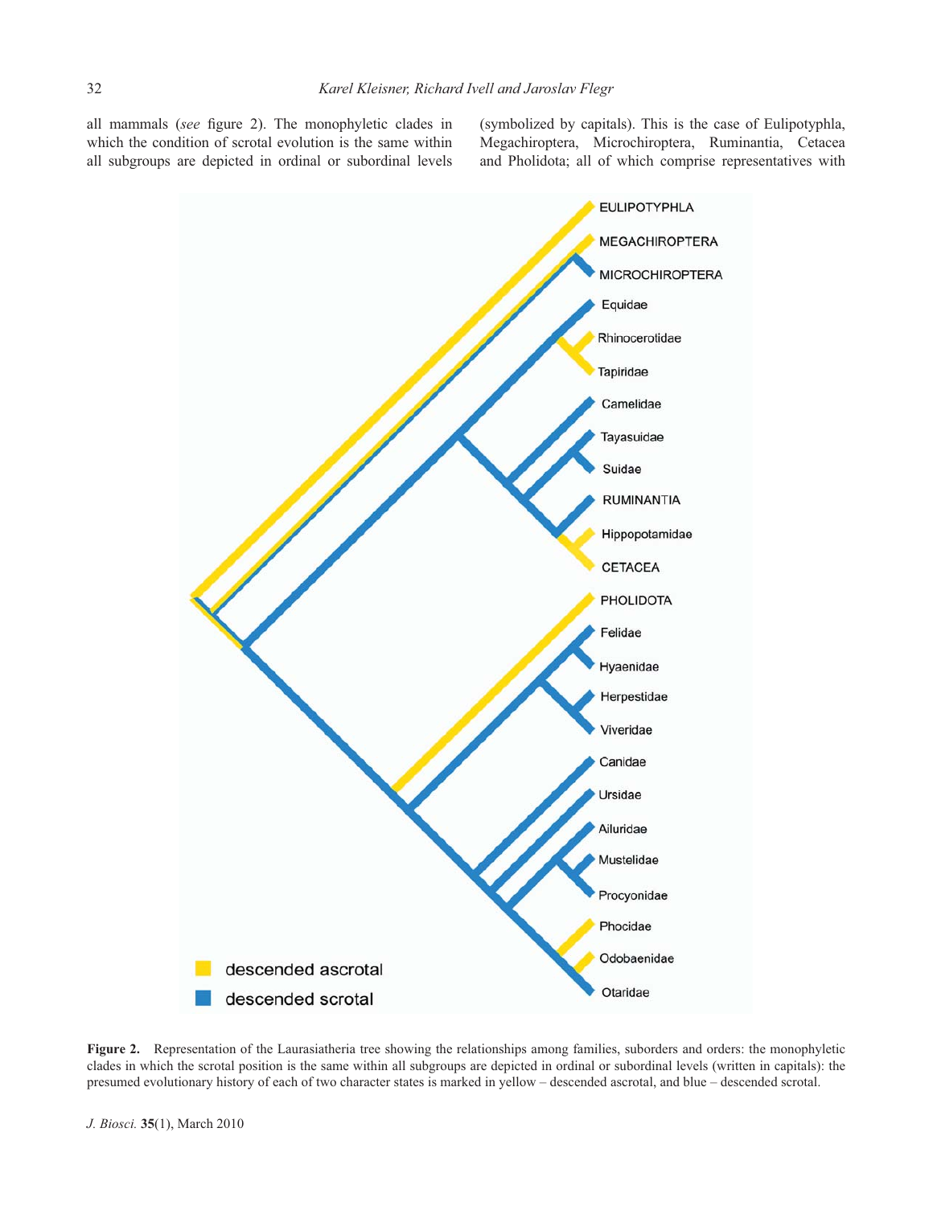all mammals (*see* figure 2). The monophyletic clades in which the condition of scrotal evolution is the same within all subgroups are depicted in ordinal or subordinal levels (symbolized by capitals). This is the case of Eulipotyphla, Megachiroptera, Microchiroptera, Ruminantia, Cetacea and Pholidota; all of which comprise representatives with

**Figure 2.** Representation of the Laurasiatheria tree showing the relationships among families, suborders and orders: the monophyletic clades in which the scrotal position is the same within all subgroups are depicted in ordinal or subordinal levels (written in capitals): the presumed evolutionary history of each of two character states is marked in yellow – descended ascrotal, and blue – descended scrotal.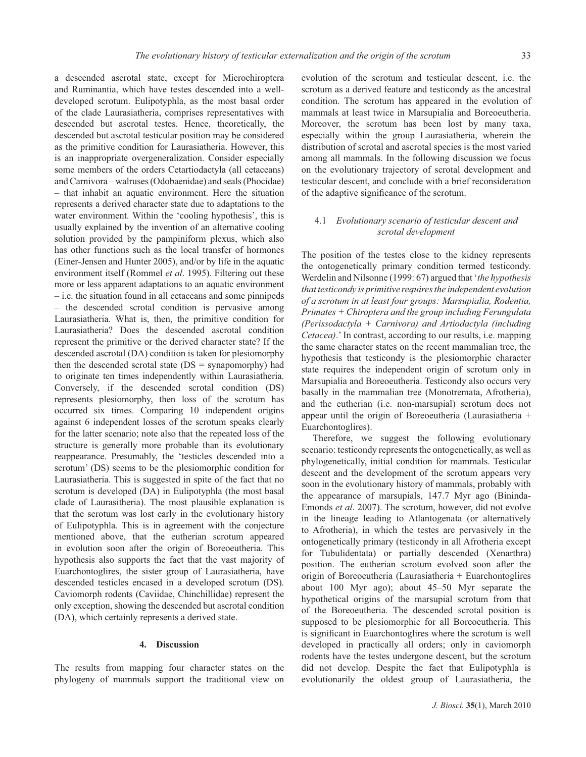a descended ascrotal state, except for Microchiroptera and Ruminantia, which have testes descended into a well-developed scrotum. Eulipotyphla, as the most basal order of the clade Laurasiatheria, comprises representatives with descended but ascrotal testes. Hence, theoretically, the descended but ascrotal testicular position may be considered as the primitive condition for Laurasiatheria. However, this is an inappropriate overgeneralization. Consider especially some members of the orders Cetartiodactyla (all cetaceans) and Carnivora – walruses (Odobaenidae) and seals (Phocidae) – that inhabit an aquatic environment. Here the situation represents a derived character state due to adaptations to the water environment. Within the 'cooling hypothesis', this is usually explained by the invention of an alternative cooling solution provided by the pampiniform plexus, which also has other functions such as the local transfer of hormones (Einer-Jensen and Hunter 2005), and/or by life in the aquatic environment itself (Rommel *et al*. 1995). Filtering out these more or less apparent adaptations to an aquatic environment – i.e. the situation found in all cetaceans and some pinnipeds – the descended scrotal condition is pervasive among Laurasiatheria. What is, then, the primitive condition for Laurasiatheria? Does the descended ascrotal condition represent the primitive or the derived character state? If the descended ascrotal (DA) condition is taken for plesiomorphy then the descended scrotal state (DS = synapomorphy) had to originate ten times independently within Laurasiatheria. Conversely, if the descended scrotal condition (DS) represents plesiomorphy, then loss of the scrotum has occurred six times. Comparing 10 independent origins against 6 independent losses of the scrotum speaks clearly for the latter scenario; note also that the repeated loss of the structure is generally more probable than its evolutionary reappearance. Presumably, the 'testicles descended into a scrotum' (DS) seems to be the plesiomorphic condition for Laurasiatheria. This is suggested in spite of the fact that no scrotum is developed (DA) in Eulipotyphla (the most basal clade of Laurasitheria). The most plausible explanation is that the scrotum was lost early in the evolutionary history of Eulipotyphla. This is in agreement with the conjecture mentioned above, that the eutherian scrotum appeared in evolution soon after the origin of Boreoeutheria. This hypothesis also supports the fact that the vast majority of Euarchontoglires, the sister group of Laurasiatheria, have descended testicles encased in a developed scrotum (DS). Caviomorph rodents (Caviidae, Chinchillidae) represent the only exception, showing the descended but ascrotal condition (DA), which certainly represents a derived state.

## 4. Discussion

The results from mapping four character states on the phylogeny of mammals support the traditional view on evolution of the scrotum and testicular descent, i.e. the scrotum as a derived feature and testicondy as the ancestral condition. The scrotum has appeared in the evolution of mammals at least twice in Marsupialia and Boreoeutheria. Moreover, the scrotum has been lost by many taxa, especially within the group Laurasiatheria, wherein the distribution of scrotal and ascrotal species is the most varied among all mammals. In the following discussion we focus on the evolutionary trajectory of scrotal development and testicular descent, and conclude with a brief reconsideration of the adaptive significance of the scrotum.

### 4.1 *Evolutionary scenario of testicular descent and scrotal development*

The position of the testes close to the kidney represents the ontogenetically primary condition termed testicondy. Werdelin and Nilsonne (1999: 67) argued that '*the hypothesis that testicondy is primitive requires the independent evolution of a scrotum in at least four groups: Marsupialia, Rodentia, Primates + Chiroptera and the group including Ferungulata (Perissodactyla + Carnivora) and Artiodactyla (including Cetacea)*.' In contrast, according to our results, i.e. mapping the same character states on the recent mammalian tree, the hypothesis that testicondy is the plesiomorphic character state requires the independent origin of scrotum only in Marsupialia and Boreoeutheria. Testicondy also occurs very basally in the mammalian tree (Monotremata, Afrotheria), and the eutherian (i.e. non-marsupial) scrotum does not appear until the origin of Boreoeutheria (Laurasiatheria + Euarchontoglires).

Therefore, we suggest the following evolutionary scenario: testicondy represents the ontogenetically, as well as phylogenetically, initial condition for mammals. Testicular descent and the development of the scrotum appears very soon in the evolutionary history of mammals, probably with the appearance of marsupials, 147.7 Myr ago (Bininda-Emonds *et al*. 2007). The scrotum, however, did not evolve in the lineage leading to Atlantogenata (or alternatively to Afrotheria), in which the testes are pervasively in the ontogenetically primary (testicondy in all Afrotheria except for Tubulidentata) or partially descended (Xenarthra) position. The eutherian scrotum evolved soon after the origin of Boreoeutheria (Laurasiatheria + Euarchontoglires about 100 Myr ago); about 45–50 Myr separate the hypothetical origins of the marsupial scrotum from that of the Boreoeutheria. The descended scrotal position is supposed to be plesiomorphic for all Boreoeutheria. This is significant in Euarchontoglires where the scrotum is well developed in practically all orders; only in caviomorph rodents have the testes undergone descent, but the scrotum did not develop. Despite the fact that Eulipotyphla is evolutionarily the oldest group of Laurasiatheria, the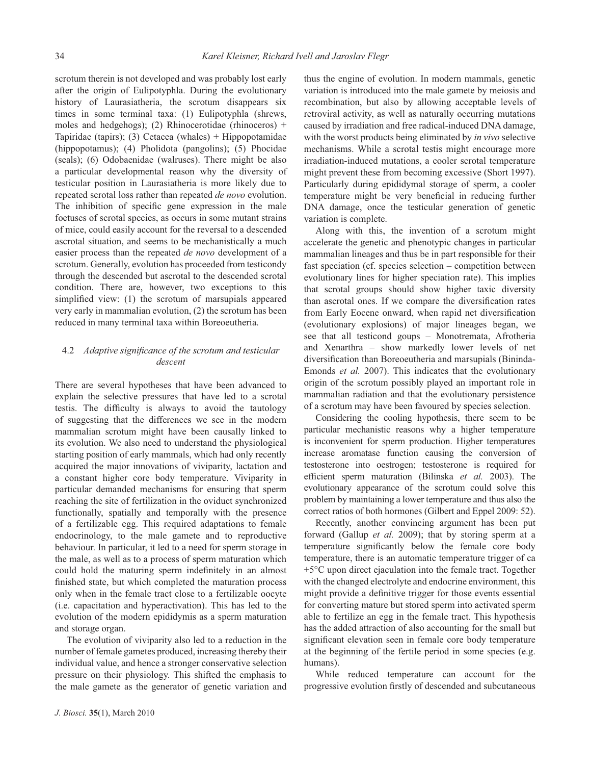scrotum therein is not developed and was probably lost early after the origin of Eulipotyphla. During the evolutionary history of Laurasiatheria, the scrotum disappears six times in some terminal taxa: (1) Eulipotyphla (shrews, moles and hedgehogs); (2) Rhinocerotidae (rhinoceros) + Tapiridae (tapirs); (3) Cetacea (whales) + Hippopotamidae (hippopotamus); (4) Pholidota (pangolins); (5) Phocidae (seals); (6) Odobaenidae (walruses). There might be also a particular developmental reason why the diversity of testicular position in Laurasiatheria is more likely due to repeated scrotal loss rather than repeated *de novo* evolution. The inhibition of specific gene expression in the male foetuses of scrotal species, as occurs in some mutant strains of mice, could easily account for the reversal to a descended ascrotal situation, and seems to be mechanistically a much easier process than the repeated *de novo* development of a scrotum. Generally, evolution has proceeded from testicondy through the descended but ascrotal to the descended scrotal condition. There are, however, two exceptions to this simplified view: (1) the scrotum of marsupials appeared very early in mammalian evolution, (2) the scrotum has been reduced in many terminal taxa within Boreoeutheria.

### 4.2 *Adaptive significance of the scrotum and testicular descent*

There are several hypotheses that have been advanced to explain the selective pressures that have led to a scrotal testis. The difficulty is always to avoid the tautology of suggesting that the differences we see in the modern mammalian scrotum might have been causally linked to its evolution. We also need to understand the physiological starting position of early mammals, which had only recently acquired the major innovations of viviparity, lactation and a constant higher core body temperature. Viviparity in particular demanded mechanisms for ensuring that sperm reaching the site of fertilization in the oviduct synchronized functionally, spatially and temporally with the presence of a fertilizable egg. This required adaptations to female endocrinology, to the male gamete and to reproductive behaviour. In particular, it led to a need for sperm storage in the male, as well as to a process of sperm maturation which could hold the maturing sperm indefinitely in an almost finished state, but which completed the maturation process only when in the female tract close to a fertilizable oocyte (i.e. capacitation and hyperactivation). This has led to the evolution of the modern epididymis as a sperm maturation and storage organ.

The evolution of viviparity also led to a reduction in the number of female gametes produced, increasing thereby their individual value, and hence a stronger conservative selection pressure on their physiology. This shifted the emphasis to the male gamete as the generator of genetic variation and thus the engine of evolution. In modern mammals, genetic variation is introduced into the male gamete by meiosis and recombination, but also by allowing acceptable levels of retroviral activity, as well as naturally occurring mutations caused by irradiation and free radical-induced DNA damage, with the worst products being eliminated by *in vivo* selective mechanisms. While a scrotal testis might encourage more irradiation-induced mutations, a cooler scrotal temperature might prevent these from becoming excessive (Short 1997). Particularly during epididymal storage of sperm, a cooler temperature might be very beneficial in reducing further DNA damage, once the testicular generation of genetic variation is complete.

Along with this, the invention of a scrotum might accelerate the genetic and phenotypic changes in particular mammalian lineages and thus be in part responsible for their fast speciation (cf. species selection – competition between evolutionary lines for higher speciation rate). This implies that scrotal groups should show higher taxic diversity than ascrotal ones. If we compare the diversification rates from Early Eocene onward, when rapid net diversification (evolutionary explosions) of major lineages began, we see that all testicond goups – Monotremata, Afrotheria and Xenarthra – show markedly lower levels of net diversification than Boreoeutheria and marsupials (Bininda-Emonds *et al.* 2007). This indicates that the evolutionary origin of the scrotum possibly played an important role in mammalian radiation and that the evolutionary persistence of a scrotum may have been favoured by species selection.

Considering the cooling hypothesis, there seem to be particular mechanistic reasons why a higher temperature is inconvenient for sperm production. Higher temperatures increase aromatase function causing the conversion of testosterone into oestrogen; testosterone is required for efficient sperm maturation (Bilinska *et al.* 2003). The evolutionary appearance of the scrotum could solve this problem by maintaining a lower temperature and thus also the correct ratios of both hormones (Gilbert and Eppel 2009: 52).

Recently, another convincing argument has been put forward (Gallup *et al.* 2009); that by storing sperm at a temperature significantly below the female core body temperature, there is an automatic temperature trigger of ca +5°C upon direct ejaculation into the female tract. Together with the changed electrolyte and endocrine environment, this might provide a definitive trigger for those events essential for converting mature but stored sperm into activated sperm able to fertilize an egg in the female tract. This hypothesis has the added attraction of also accounting for the small but significant elevation seen in female core body temperature at the beginning of the fertile period in some species (e.g. humans).

While reduced temperature can account for the progressive evolution firstly of descended and subcutaneous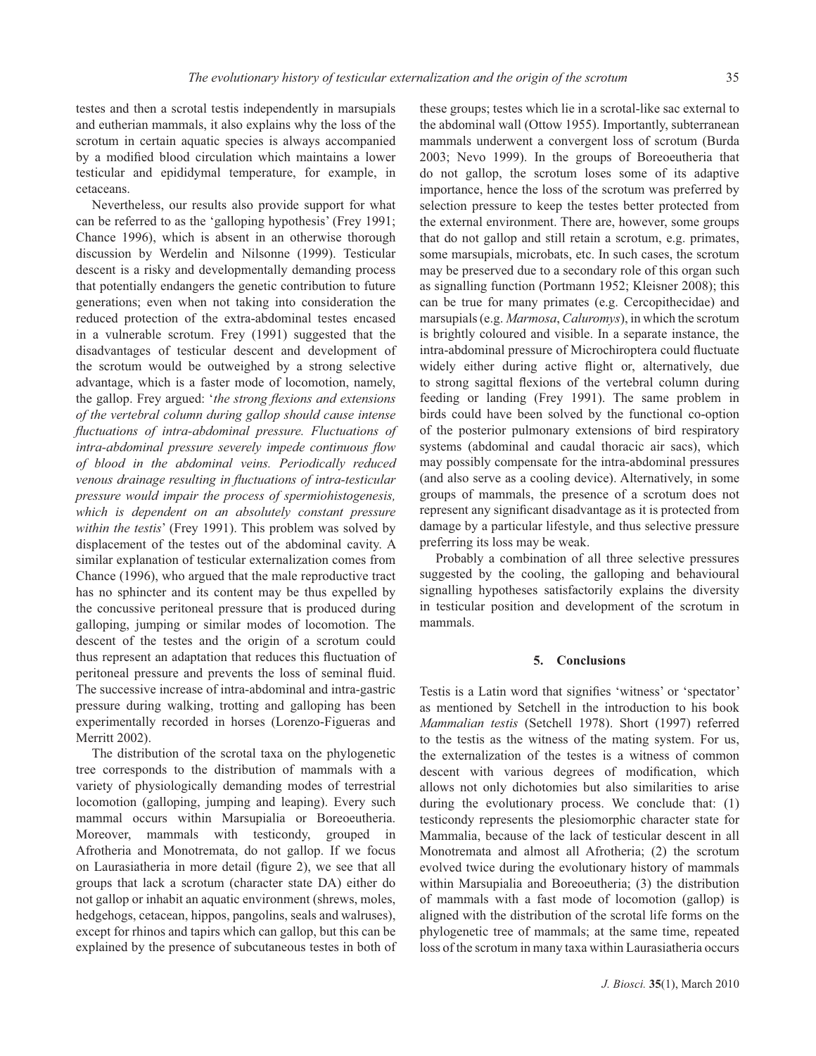testes and then a scrotal testis independently in marsupials and eutherian mammals, it also explains why the loss of the scrotum in certain aquatic species is always accompanied by a modified blood circulation which maintains a lower testicular and epididymal temperature, for example, in cetaceans.

Nevertheless, our results also provide support for what can be referred to as the 'galloping hypothesis' (Frey 1991; Chance 1996), which is absent in an otherwise thorough discussion by Werdelin and Nilsonne (1999). Testicular descent is a risky and developmentally demanding process that potentially endangers the genetic contribution to future generations; even when not taking into consideration the reduced protection of the extra-abdominal testes encased in a vulnerable scrotum. Frey (1991) suggested that the disadvantages of testicular descent and development of the scrotum would be outweighed by a strong selective advantage, which is a faster mode of locomotion, namely, the gallop. Frey argued: '*the strong flexions and extensions of the vertebral column during gallop should cause intense fluctuations of intra-abdominal pressure. Fluctuations of intra-abdominal pressure severely impede continuous flow of blood in the abdominal veins. Periodically reduced venous drainage resulting in fluctuations of intra-testicular pressure would impair the process of spermiohistogenesis, which is dependent on an absolutely constant pressure within the testis*' (Frey 1991). This problem was solved by displacement of the testes out of the abdominal cavity. A similar explanation of testicular externalization comes from Chance (1996), who argued that the male reproductive tract has no sphincter and its content may be thus expelled by the concussive peritoneal pressure that is produced during galloping, jumping or similar modes of locomotion. The descent of the testes and the origin of a scrotum could thus represent an adaptation that reduces this fluctuation of peritoneal pressure and prevents the loss of seminal fluid. The successive increase of intra-abdominal and intra-gastric pressure during walking, trotting and galloping has been experimentally recorded in horses (Lorenzo-Figueras and Merritt 2002).

The distribution of the scrotal taxa on the phylogenetic tree corresponds to the distribution of mammals with a variety of physiologically demanding modes of terrestrial locomotion (galloping, jumping and leaping). Every such mammal occurs within Marsupialia or Boreoeutheria. Moreover, mammals with testicondy, grouped in Afrotheria and Monotremata, do not gallop. If we focus on Laurasiatheria in more detail (figure 2), we see that all groups that lack a scrotum (character state DA) either do not gallop or inhabit an aquatic environment (shrews, moles, hedgehogs, cetacean, hippos, pangolins, seals and walruses), except for rhinos and tapirs which can gallop, but this can be explained by the presence of subcutaneous testes in both of these groups; testes which lie in a scrotal-like sac external to the abdominal wall (Ottow 1955). Importantly, subterranean mammals underwent a convergent loss of scrotum (Burda 2003; Nevo 1999). In the groups of Boreoeutheria that do not gallop, the scrotum loses some of its adaptive importance, hence the loss of the scrotum was preferred by selection pressure to keep the testes better protected from the external environment. There are, however, some groups that do not gallop and still retain a scrotum, e.g. primates, some marsupials, microbats, etc. In such cases, the scrotum may be preserved due to a secondary role of this organ such as signalling function (Portmann 1952; Kleisner 2008); this can be true for many primates (e.g. Cercopithecidae) and marsupials (e.g. *Marmosa*, *Caluromys*), in which the scrotum is brightly coloured and visible. In a separate instance, the intra-abdominal pressure of Microchiroptera could fluctuate widely either during active flight or, alternatively, due to strong sagittal flexions of the vertebral column during feeding or landing (Frey 1991). The same problem in birds could have been solved by the functional co-option of the posterior pulmonary extensions of bird respiratory systems (abdominal and caudal thoracic air sacs), which may possibly compensate for the intra-abdominal pressures (and also serve as a cooling device). Alternatively, in some groups of mammals, the presence of a scrotum does not represent any significant disadvantage as it is protected from damage by a particular lifestyle, and thus selective pressure preferring its loss may be weak.

Probably a combination of all three selective pressures suggested by the cooling, the galloping and behavioural signalling hypotheses satisfactorily explains the diversity in testicular position and development of the scrotum in mammals.

## 5. Conclusions

Testis is a Latin word that signifies 'witness' or 'spectator' as mentioned by Setchell in the introduction to his book *Mammalian testis* (Setchell 1978). Short (1997) referred to the testis as the witness of the mating system. For us, the externalization of the testes is a witness of common descent with various degrees of modification, which allows not only dichotomies but also similarities to arise during the evolutionary process. We conclude that: (1) testicondy represents the plesiomorphic character state for Mammalia, because of the lack of testicular descent in all Monotremata and almost all Afrotheria; (2) the scrotum evolved twice during the evolutionary history of mammals within Marsupialia and Boreoeutheria; (3) the distribution of mammals with a fast mode of locomotion (gallop) is aligned with the distribution of the scrotal life forms on the phylogenetic tree of mammals; at the same time, repeated loss of the scrotum in many taxa within Laurasiatheria occurs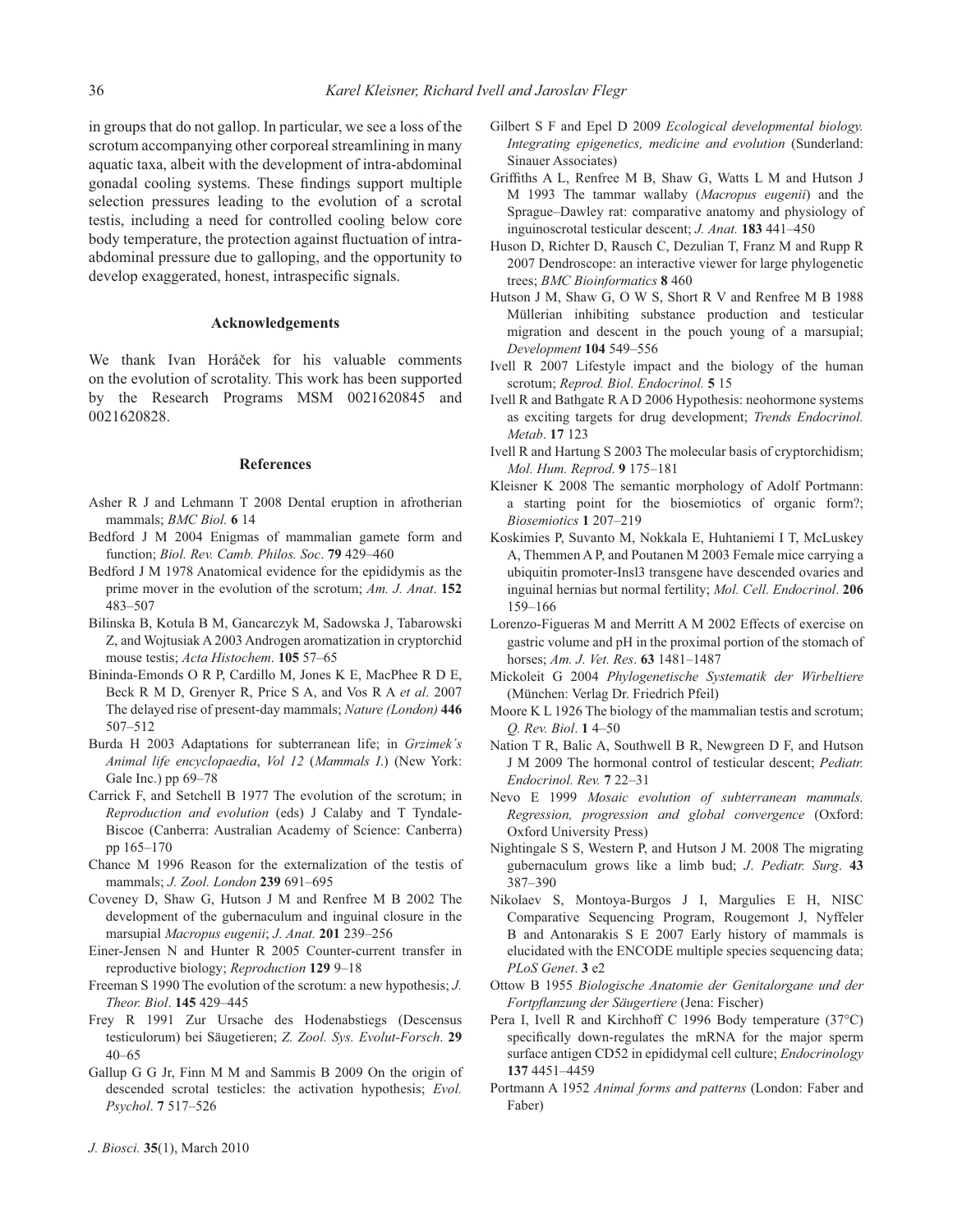in groups that do not gallop. In particular, we see a loss of the scrotum accompanying other corporeal streamlining in many aquatic taxa, albeit with the development of intra-abdominal gonadal cooling systems. These findings support multiple selection pressures leading to the evolution of a scrotal testis, including a need for controlled cooling below core body temperature, the protection against fluctuation of intra-abdominal pressure due to galloping, and the opportunity to develop exaggerated, honest, intraspecific signals.

## Acknowledgements

We thank Ivan Horáček for his valuable comments on the evolution of scrotality. This work has been supported by the Research Programs MSM 0021620845 and 0021620828.

## References

Asher R J and Lehmann T 2008 Dental eruption in afrotherian mammals; *BMC Biol.* **6** 14

Bedford J M 2004 Enigmas of mammalian gamete form and function; *Biol. Rev. Camb. Philos. Soc*. **79** 429–460

Bedford J M 1978 Anatomical evidence for the epididymis as the prime mover in the evolution of the scrotum; *Am. J. Anat*. **152** 483–507

Bilinska B, Kotula B M, Gancarczyk M, Sadowska J, Tabarowski Z, and Wojtusiak A 2003 Androgen aromatization in cryptorchid mouse testis; *Acta Histochem*. **105** 57–65

Bininda-Emonds O R P, Cardillo M, Jones K E, MacPhee R D E, Beck R M D, Grenyer R, Price S A, and Vos R A *et al*. 2007 The delayed rise of present-day mammals; *Nature (London)* **446** 507–512

Burda H 2003 Adaptations for subterranean life; in *Grzimek´s Animal life encyclopaedia*, *Vol 12* (*Mammals I*.) (New York: Gale Inc.) pp 69–78

Carrick F, and Setchell B 1977 The evolution of the scrotum; in *Reproduction and evolution* (eds) J Calaby and T Tyndale-Biscoe (Canberra: Australian Academy of Science: Canberra) pp 165–170

Chance M 1996 Reason for the externalization of the testis of mammals; *J. Zool. London* **239** 691–695

Coveney D, Shaw G, Hutson J M and Renfree M B 2002 The development of the gubernaculum and inguinal closure in the marsupial *Macropus eugenii*; *J. Anat.* **201** 239–256

Einer-Jensen N and Hunter R 2005 Counter-current transfer in reproductive biology; *Reproduction* **129** 9–18

Freeman S 1990 The evolution of the scrotum: a new hypothesis; *J. Theor. Biol*. **145** 429–445

Frey R 1991 Zur Ursache des Hodenabstiegs (Descensus testiculorum) bei Säugetieren; *Z. Zool. Sys. Evolut-Forsch*. **29** 40–65

Gallup G G Jr, Finn M M and Sammis B 2009 On the origin of descended scrotal testicles: the activation hypothesis; *Evol. Psychol*. **7** 517–526

Gilbert S F and Epel D 2009 *Ecological developmental biology. Integrating epigenetics, medicine and evolution* (Sunderland: Sinauer Associates)

Griffiths A L, Renfree M B, Shaw G, Watts L M and Hutson J M 1993 The tammar wallaby (*Macropus eugenii*) and the Sprague–Dawley rat: comparative anatomy and physiology of inguinoscrotal testicular descent; *J. Anat.* **183** 441–450

Huson D, Richter D, Rausch C, Dezulian T, Franz M and Rupp R 2007 Dendroscope: an interactive viewer for large phylogenetic trees; *BMC Bioinformatics* **8** 460

Hutson J M, Shaw G, O W S, Short R V and Renfree M B 1988 Müllerian inhibiting substance production and testicular migration and descent in the pouch young of a marsupial; *Development* **104** 549–556

Ivell R 2007 Lifestyle impact and the biology of the human scrotum; *Reprod. Biol. Endocrinol.* **5** 15

Ivell R and Bathgate R A D 2006 Hypothesis: neohormone systems as exciting targets for drug development; *Trends Endocrinol. Metab*. **17** 123

Ivell R and Hartung S 2003 The molecular basis of cryptorchidism; *Mol. Hum. Reprod*. **9** 175–181

Kleisner K 2008 The semantic morphology of Adolf Portmann: a starting point for the biosemiotics of organic form?; *Biosemiotics* **1** 207–219

Koskimies P, Suvanto M, Nokkala E, Huhtaniemi I T, McLuskey A, Themmen A P, and Poutanen M 2003 Female mice carrying a ubiquitin promoter-Insl3 transgene have descended ovaries and inguinal hernias but normal fertility; *Mol. Cell. Endocrinol*. **206** 159–166

Lorenzo-Figueras M and Merritt A M 2002 Effects of exercise on gastric volume and pH in the proximal portion of the stomach of horses; *Am. J. Vet. Res*. **63** 1481–1487

Mickoleit G 2004 *Phylogenetische Systematik der Wirbeltiere* (München: Verlag Dr. Friedrich Pfeil)

Moore K L 1926 The biology of the mammalian testis and scrotum; *Q. Rev. Biol*. **1** 4–50

Nation T R, Balic A, Southwell B R, Newgreen D F, and Hutson J M 2009 The hormonal control of testicular descent; *Pediatr. Endocrinol. Rev.* **7** 22–31

Nevo E 1999 *Mosaic evolution of subterranean mammals. Regression, progression and global convergence* (Oxford: Oxford University Press)

Nightingale S S, Western P, and Hutson J M. 2008 The migrating gubernaculum grows like a limb bud; *J*. *Pediatr. Surg*. **43** 387–390

Nikolaev S, Montoya-Burgos J I, Margulies E H, NISC Comparative Sequencing Program, Rougemont J, Nyffeler B and Antonarakis S E 2007 Early history of mammals is elucidated with the ENCODE multiple species sequencing data; *PLoS Genet*. **3** e2

Ottow B 1955 *Biologische Anatomie der Genitalorgane und der Fortpflanzung der Säugertiere* (Jena: Fischer)

Pera I, Ivell R and Kirchhoff C 1996 Body temperature (37°C) specifically down-regulates the mRNA for the major sperm surface antigen CD52 in epididymal cell culture; *Endocrinology* **137** 4451–4459

Portmann A 1952 *Animal forms and patterns* (London: Faber and Faber)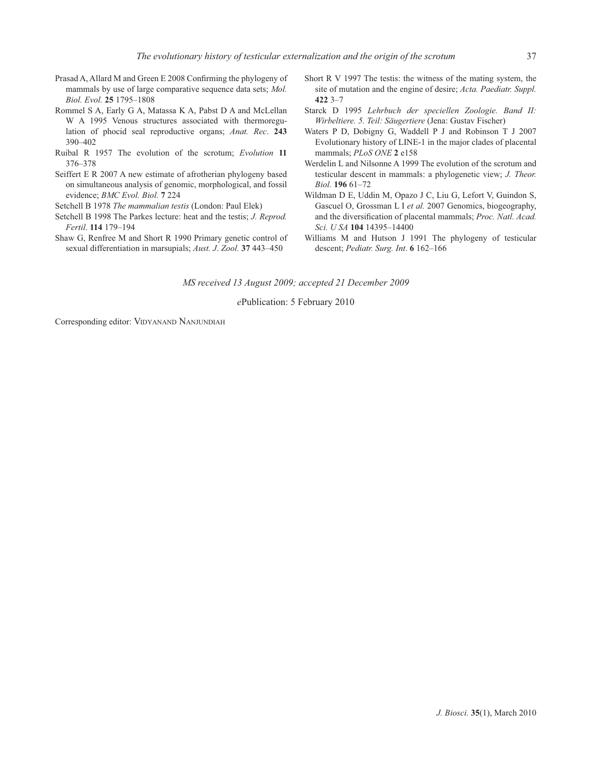Prasad A, Allard M and Green E 2008 Confirming the phylogeny of mammals by use of large comparative sequence data sets; *Mol. Biol. Evol.* **25** 1795–1808

Rommel S A, Early G A, Matassa K A, Pabst D A and McLellan W A 1995 Venous structures associated with thermoregulation of phocid seal reproductive organs; *Anat. Rec*. **243** 390–402

Ruibal R 1957 The evolution of the scrotum; *Evolution* **11** 376–378

Seiffert E R 2007 A new estimate of afrotherian phylogeny based on simultaneous analysis of genomic, morphological, and fossil evidence; *BMC Evol. Biol.* **7** 224

Setchell B 1978 *The mammalian testis* (London: Paul Elek)

Setchell B 1998 The Parkes lecture: heat and the testis; *J. Reprod. Fertil*. **114** 179–194

Shaw G, Renfree M and Short R 1990 Primary genetic control of sexual differentiation in marsupials; *Aust. J*. *Zool.* **37** 443–450

Short R V 1997 The testis: the witness of the mating system, the site of mutation and the engine of desire; *Acta. Paediatr. Suppl.* **422** 3–7

Starck D 1995 *Lehrbuch der speciellen Zoologie. Band II: Wirbeltiere. 5. Teil: Säugertiere* (Jena: Gustav Fischer)

Waters P D, Dobigny G, Waddell P J and Robinson T J 2007 Evolutionary history of LINE-1 in the major clades of placental mammals; *PLoS ONE* **2** e158

Werdelin L and Nilsonne A 1999 The evolution of the scrotum and testicular descent in mammals: a phylogenetic view; *J. Theor. Biol.* **196** 61–72

Wildman D E, Uddin M, Opazo J C, Liu G, Lefort V, Guindon S, Gascuel O, Grossman L I *et al.* 2007 Genomics, biogeography, and the diversification of placental mammals; *Proc. Natl. Acad. Sci. U SA* **104** 14395–14400

Williams M and Hutson J 1991 The phylogeny of testicular descent; *Pediatr. Surg. Int*. **6** 162–166

*MS received 13 August 2009; accepted 21 December 2009*

*e*Publication: 5 February 2010

Corresponding editor: Vidyanand Nanjundiah